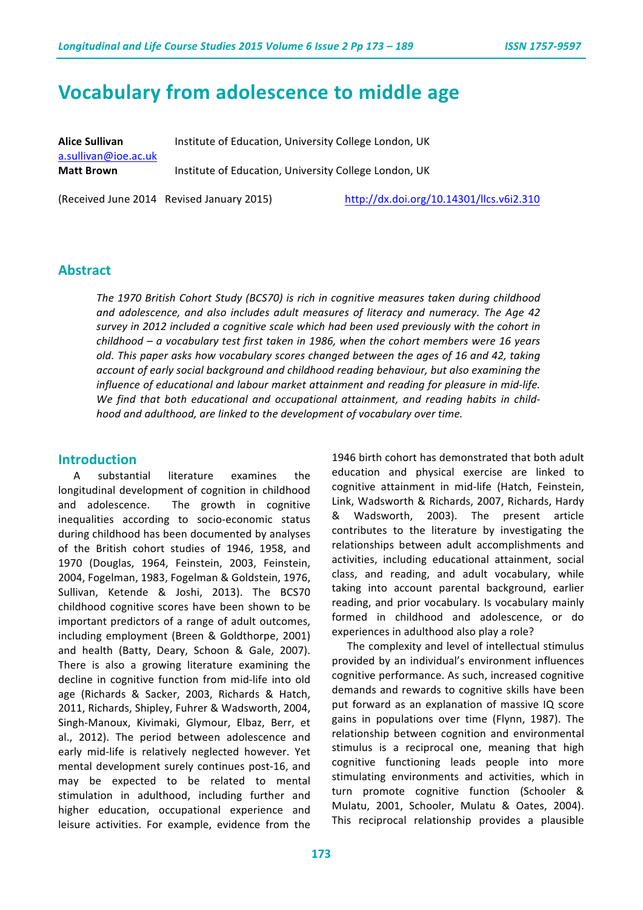# Vocabulary from adolescence to middle age

**Alice Sullivan** Institute of Education, University College London, UK
a.sullivan@ioe.ac.uk
**Matt Brown** Institute of Education, University College London, UK

(Received June 2014 Revised January 2015) http://dx.doi.org/10.14301/llcs.v6i2.310

## Abstract

*The 1970 British Cohort Study (BCS70) is rich in cognitive measures taken during childhood and adolescence, and also includes adult measures of literacy and numeracy. The Age 42 survey in 2012 included a cognitive scale which had been used previously with the cohort in childhood – a vocabulary test first taken in 1986, when the cohort members were 16 years old. This paper asks how vocabulary scores changed between the ages of 16 and 42, taking account of early social background and childhood reading behaviour, but also examining the influence of educational and labour market attainment and reading for pleasure in mid-life. We find that both educational and occupational attainment, and reading habits in childhood and adulthood, are linked to the development of vocabulary over time.*

## Introduction

A substantial literature examines the longitudinal development of cognition in childhood and adolescence. The growth in cognitive inequalities according to socio-economic status during childhood has been documented by analyses of the British cohort studies of 1946, 1958, and 1970 (Douglas, 1964, Feinstein, 2003, Feinstein, 2004, Fogelman, 1983, Fogelman & Goldstein, 1976, Sullivan, Ketende & Joshi, 2013). The BCS70 childhood cognitive scores have been shown to be important predictors of a range of adult outcomes, including employment (Breen & Goldthorpe, 2001) and health (Batty, Deary, Schoon & Gale, 2007). There is also a growing literature examining the decline in cognitive function from mid-life into old age (Richards & Sacker, 2003, Richards & Hatch, 2011, Richards, Shipley, Fuhrer & Wadsworth, 2004, Singh-Manoux, Kivimaki, Glymour, Elbaz, Berr, et al., 2012). The period between adolescence and early mid-life is relatively neglected however. Yet mental development surely continues post-16, and may be expected to be related to mental stimulation in adulthood, including further and higher education, occupational experience and leisure activities. For example, evidence from the 1946 birth cohort has demonstrated that both adult education and physical exercise are linked to cognitive attainment in mid-life (Hatch, Feinstein, Link, Wadsworth & Richards, 2007, Richards, Hardy & Wadsworth, 2003). The present article contributes to the literature by investigating the relationships between adult accomplishments and activities, including educational attainment, social class, and reading, and adult vocabulary, while taking into account parental background, earlier reading, and prior vocabulary. Is vocabulary mainly formed in childhood and adolescence, or do experiences in adulthood also play a role?

The complexity and level of intellectual stimulus provided by an individual's environment influences cognitive performance. As such, increased cognitive demands and rewards to cognitive skills have been put forward as an explanation of massive IQ score gains in populations over time (Flynn, 1987). The relationship between cognition and environmental stimulus is a reciprocal one, meaning that high cognitive functioning leads people into more stimulating environments and activities, which in turn promote cognitive function (Schooler & Mulatu, 2001, Schooler, Mulatu & Oates, 2004). This reciprocal relationship provides a plausible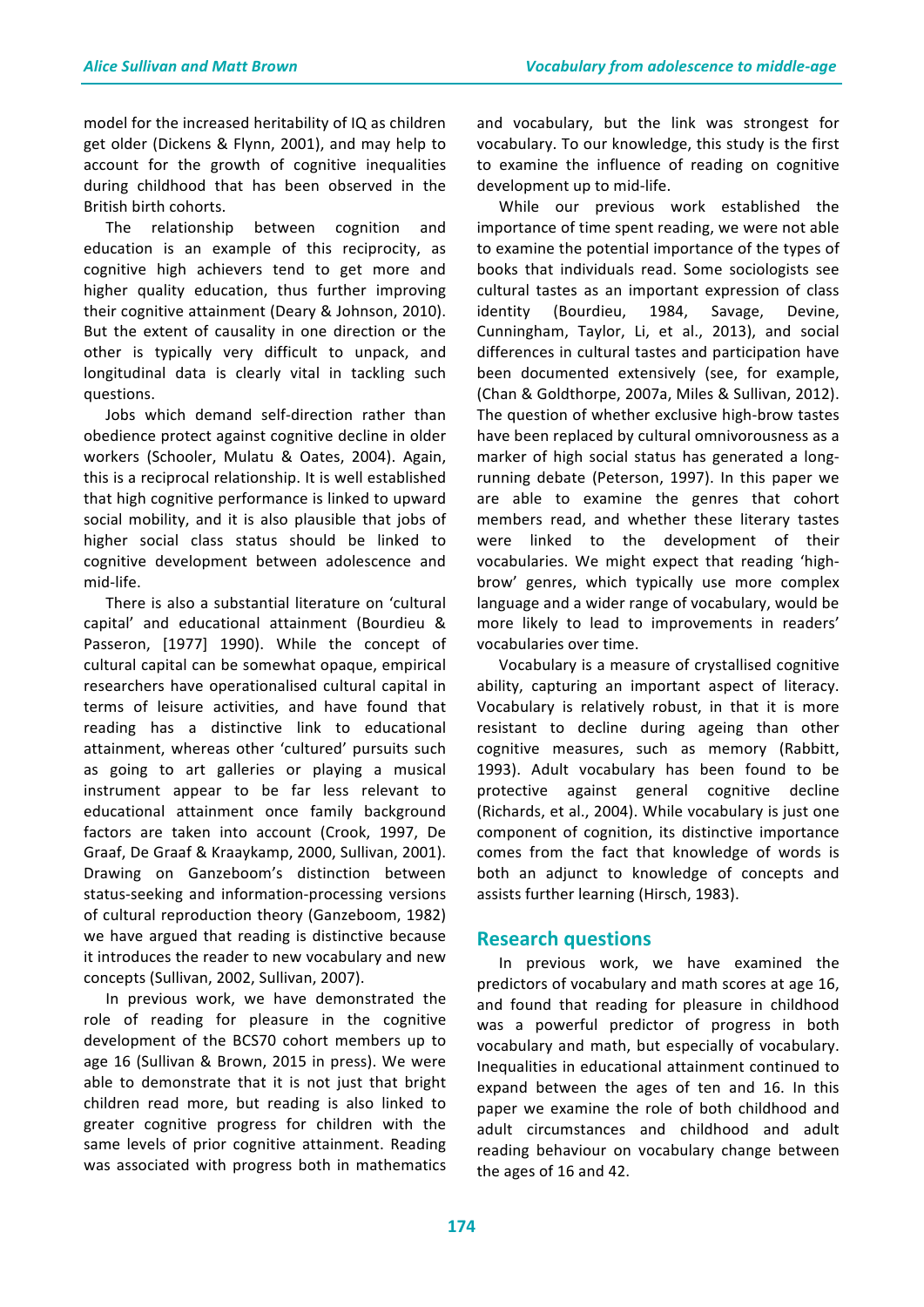model for the increased heritability of IQ as children get older (Dickens & Flynn, 2001), and may help to account for the growth of cognitive inequalities during childhood that has been observed in the British birth cohorts.

The relationship between cognition and education is an example of this reciprocity, as cognitive high achievers tend to get more and higher quality education, thus further improving their cognitive attainment (Deary & Johnson, 2010). But the extent of causality in one direction or the other is typically very difficult to unpack, and longitudinal data is clearly vital in tackling such questions.

Jobs which demand self-direction rather than obedience protect against cognitive decline in older workers (Schooler, Mulatu & Oates, 2004). Again, this is a reciprocal relationship. It is well established that high cognitive performance is linked to upward social mobility, and it is also plausible that jobs of higher social class status should be linked to cognitive development between adolescence and mid-life.

There is also a substantial literature on 'cultural capital' and educational attainment (Bourdieu & Passeron, [1977] 1990). While the concept of cultural capital can be somewhat opaque, empirical researchers have operationalised cultural capital in terms of leisure activities, and have found that reading has a distinctive link to educational attainment, whereas other 'cultured' pursuits such as going to art galleries or playing a musical instrument appear to be far less relevant to educational attainment once family background factors are taken into account (Crook, 1997, De Graaf, De Graaf & Kraaykamp, 2000, Sullivan, 2001). Drawing on Ganzeboom's distinction between status-seeking and information-processing versions of cultural reproduction theory (Ganzeboom, 1982) we have argued that reading is distinctive because it introduces the reader to new vocabulary and new concepts (Sullivan, 2002, Sullivan, 2007).

In previous work, we have demonstrated the role of reading for pleasure in the cognitive development of the BCS70 cohort members up to age 16 (Sullivan & Brown, 2015 in press). We were able to demonstrate that it is not just that bright children read more, but reading is also linked to greater cognitive progress for children with the same levels of prior cognitive attainment. Reading was associated with progress both in mathematics and vocabulary, but the link was strongest for vocabulary. To our knowledge, this study is the first to examine the influence of reading on cognitive development up to mid-life.

While our previous work established the importance of time spent reading, we were not able to examine the potential importance of the types of books that individuals read. Some sociologists see cultural tastes as an important expression of class identity (Bourdieu, 1984, Savage, Devine, Cunningham, Taylor, Li, et al., 2013), and social differences in cultural tastes and participation have been documented extensively (see, for example, (Chan & Goldthorpe, 2007a, Miles & Sullivan, 2012). The question of whether exclusive high-brow tastes have been replaced by cultural omnivorousness as a marker of high social status has generated a long-running debate (Peterson, 1997). In this paper we are able to examine the genres that cohort members read, and whether these literary tastes were linked to the development of their vocabularies. We might expect that reading 'high-brow' genres, which typically use more complex language and a wider range of vocabulary, would be more likely to lead to improvements in readers' vocabularies over time.

Vocabulary is a measure of crystallised cognitive ability, capturing an important aspect of literacy. Vocabulary is relatively robust, in that it is more resistant to decline during ageing than other cognitive measures, such as memory (Rabbitt, 1993). Adult vocabulary has been found to be protective against general cognitive decline (Richards, et al., 2004). While vocabulary is just one component of cognition, its distinctive importance comes from the fact that knowledge of words is both an adjunct to knowledge of concepts and assists further learning (Hirsch, 1983).

## Research questions

In previous work, we have examined the predictors of vocabulary and math scores at age 16, and found that reading for pleasure in childhood was a powerful predictor of progress in both vocabulary and math, but especially of vocabulary. Inequalities in educational attainment continued to expand between the ages of ten and 16. In this paper we examine the role of both childhood and adult circumstances and childhood and adult reading behaviour on vocabulary change between the ages of 16 and 42.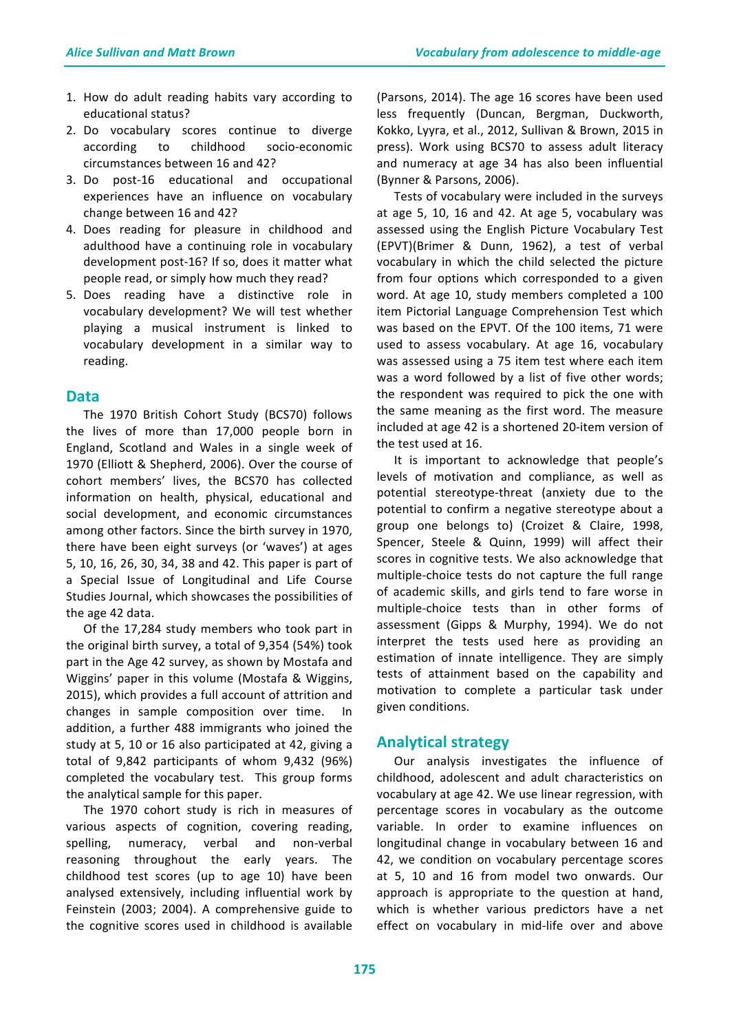1. How do adult reading habits vary according to educational status?
2. Do vocabulary scores continue to diverge according to childhood socio-economic circumstances between 16 and 42?
3. Do post-16 educational and occupational experiences have an influence on vocabulary change between 16 and 42?
4. Does reading for pleasure in childhood and adulthood have a continuing role in vocabulary development post-16? If so, does it matter what people read, or simply how much they read?
5. Does reading have a distinctive role in vocabulary development? We will test whether playing a musical instrument is linked to vocabulary development in a similar way to reading.

## Data

The 1970 British Cohort Study (BCS70) follows the lives of more than 17,000 people born in England, Scotland and Wales in a single week of 1970 (Elliott & Shepherd, 2006). Over the course of cohort members' lives, the BCS70 has collected information on health, physical, educational and social development, and economic circumstances among other factors. Since the birth survey in 1970, there have been eight surveys (or 'waves') at ages 5, 10, 16, 26, 30, 34, 38 and 42. This paper is part of a Special Issue of Longitudinal and Life Course Studies Journal, which showcases the possibilities of the age 42 data.

Of the 17,284 study members who took part in the original birth survey, a total of 9,354 (54%) took part in the Age 42 survey, as shown by Mostafa and Wiggins' paper in this volume (Mostafa & Wiggins, 2015), which provides a full account of attrition and changes in sample composition over time. In addition, a further 488 immigrants who joined the study at 5, 10 or 16 also participated at 42, giving a total of 9,842 participants of whom 9,432 (96%) completed the vocabulary test. This group forms the analytical sample for this paper.

The 1970 cohort study is rich in measures of various aspects of cognition, covering reading, spelling, numeracy, verbal and non-verbal reasoning throughout the early years. The childhood test scores (up to age 10) have been analysed extensively, including influential work by Feinstein (2003; 2004). A comprehensive guide to the cognitive scores used in childhood is available (Parsons, 2014). The age 16 scores have been used less frequently (Duncan, Bergman, Duckworth, Kokko, Lyyra, et al., 2012, Sullivan & Brown, 2015 in press). Work using BCS70 to assess adult literacy and numeracy at age 34 has also been influential (Bynner & Parsons, 2006).

Tests of vocabulary were included in the surveys at age 5, 10, 16 and 42. At age 5, vocabulary was assessed using the English Picture Vocabulary Test (EPVT)(Brimer & Dunn, 1962), a test of verbal vocabulary in which the child selected the picture from four options which corresponded to a given word. At age 10, study members completed a 100 item Pictorial Language Comprehension Test which was based on the EPVT. Of the 100 items, 71 were used to assess vocabulary. At age 16, vocabulary was assessed using a 75 item test where each item was a word followed by a list of five other words; the respondent was required to pick the one with the same meaning as the first word. The measure included at age 42 is a shortened 20-item version of the test used at 16.

It is important to acknowledge that people's levels of motivation and compliance, as well as potential stereotype-threat (anxiety due to the potential to confirm a negative stereotype about a group one belongs to) (Croizet & Claire, 1998, Spencer, Steele & Quinn, 1999) will affect their scores in cognitive tests. We also acknowledge that multiple-choice tests do not capture the full range of academic skills, and girls tend to fare worse in multiple-choice tests than in other forms of assessment (Gipps & Murphy, 1994). We do not interpret the tests used here as providing an estimation of innate intelligence. They are simply tests of attainment based on the capability and motivation to complete a particular task under given conditions.

## Analytical strategy

Our analysis investigates the influence of childhood, adolescent and adult characteristics on vocabulary at age 42. We use linear regression, with percentage scores in vocabulary as the outcome variable. In order to examine influences on longitudinal change in vocabulary between 16 and 42, we condition on vocabulary percentage scores at 5, 10 and 16 from model two onwards. Our approach is appropriate to the question at hand, which is whether various predictors have a net effect on vocabulary in mid-life over and above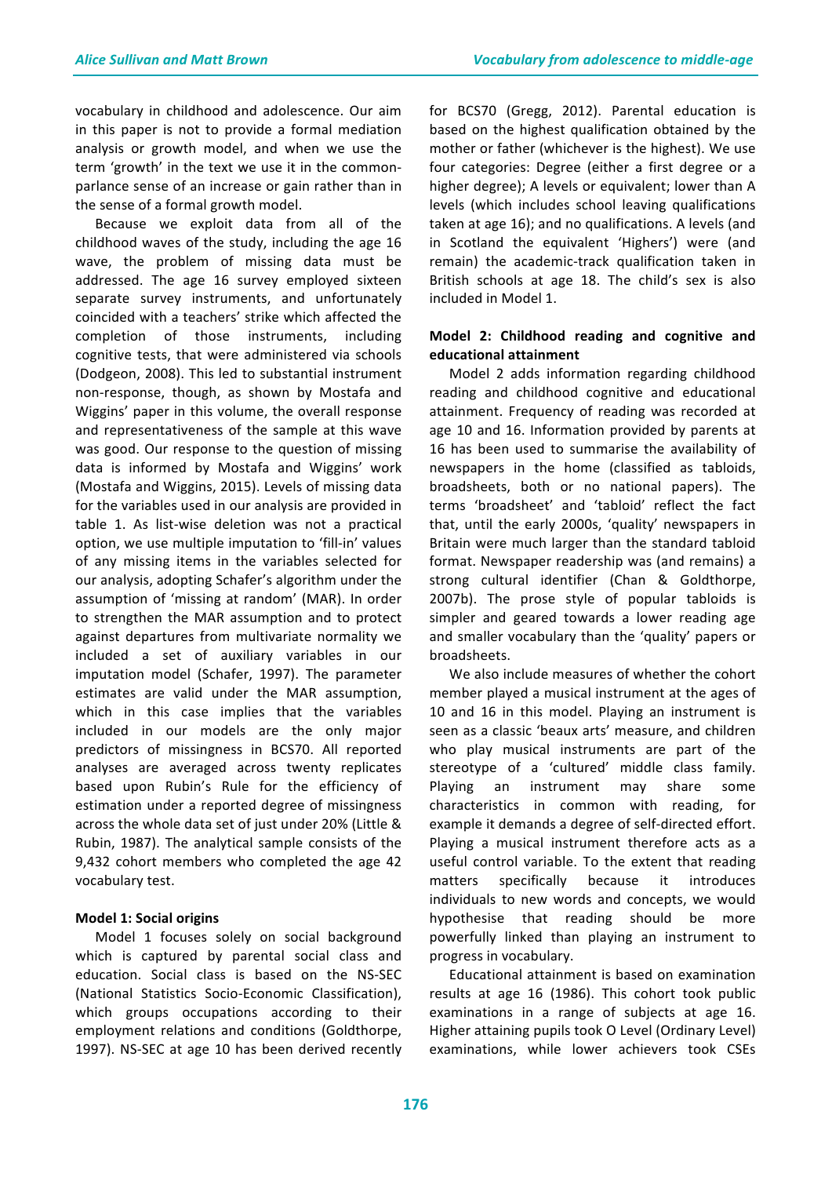vocabulary in childhood and adolescence. Our aim in this paper is not to provide a formal mediation analysis or growth model, and when we use the term 'growth' in the text we use it in the common-parlance sense of an increase or gain rather than in the sense of a formal growth model.

Because we exploit data from all of the childhood waves of the study, including the age 16 wave, the problem of missing data must be addressed. The age 16 survey employed sixteen separate survey instruments, and unfortunately coincided with a teachers' strike which affected the completion of those instruments, including cognitive tests, that were administered via schools (Dodgeon, 2008). This led to substantial instrument non-response, though, as shown by Mostafa and Wiggins' paper in this volume, the overall response and representativeness of the sample at this wave was good. Our response to the question of missing data is informed by Mostafa and Wiggins' work (Mostafa and Wiggins, 2015). Levels of missing data for the variables used in our analysis are provided in table 1. As list-wise deletion was not a practical option, we use multiple imputation to 'fill-in' values of any missing items in the variables selected for our analysis, adopting Schafer's algorithm under the assumption of 'missing at random' (MAR). In order to strengthen the MAR assumption and to protect against departures from multivariate normality we included a set of auxiliary variables in our imputation model (Schafer, 1997). The parameter estimates are valid under the MAR assumption, which in this case implies that the variables included in our models are the only major predictors of missingness in BCS70. All reported analyses are averaged across twenty replicates based upon Rubin's Rule for the efficiency of estimation under a reported degree of missingness across the whole data set of just under 20% (Little & Rubin, 1987). The analytical sample consists of the 9,432 cohort members who completed the age 42 vocabulary test.

### Model 1: Social origins

Model 1 focuses solely on social background which is captured by parental social class and education. Social class is based on the NS-SEC (National Statistics Socio-Economic Classification), which groups occupations according to their employment relations and conditions (Goldthorpe, 1997). NS-SEC at age 10 has been derived recently for BCS70 (Gregg, 2012). Parental education is based on the highest qualification obtained by the mother or father (whichever is the highest). We use four categories: Degree (either a first degree or a higher degree); A levels or equivalent; lower than A levels (which includes school leaving qualifications taken at age 16); and no qualifications. A levels (and in Scotland the equivalent 'Highers') were (and remain) the academic-track qualification taken in British schools at age 18. The child's sex is also included in Model 1.

### Model 2: Childhood reading and cognitive and educational attainment

Model 2 adds information regarding childhood reading and childhood cognitive and educational attainment. Frequency of reading was recorded at age 10 and 16. Information provided by parents at 16 has been used to summarise the availability of newspapers in the home (classified as tabloids, broadsheets, both or no national papers). The terms 'broadsheet' and 'tabloid' reflect the fact that, until the early 2000s, 'quality' newspapers in Britain were much larger than the standard tabloid format. Newspaper readership was (and remains) a strong cultural identifier (Chan & Goldthorpe, 2007b). The prose style of popular tabloids is simpler and geared towards a lower reading age and smaller vocabulary than the 'quality' papers or broadsheets.

We also include measures of whether the cohort member played a musical instrument at the ages of 10 and 16 in this model. Playing an instrument is seen as a classic 'beaux arts' measure, and children who play musical instruments are part of the stereotype of a 'cultured' middle class family. Playing an instrument may share some characteristics in common with reading, for example it demands a degree of self-directed effort. Playing a musical instrument therefore acts as a useful control variable. To the extent that reading matters specifically because it introduces individuals to new words and concepts, we would hypothesise that reading should be more powerfully linked than playing an instrument to progress in vocabulary.

Educational attainment is based on examination results at age 16 (1986). This cohort took public examinations in a range of subjects at age 16. Higher attaining pupils took O Level (Ordinary Level) examinations, while lower achievers took CSEs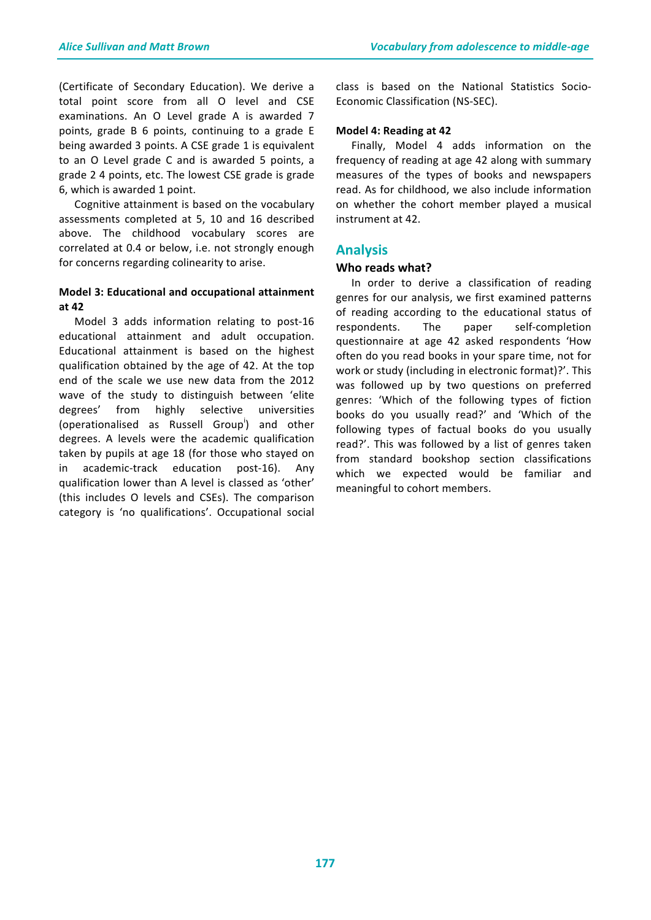(Certificate of Secondary Education). We derive a total point score from all O level and CSE examinations. An O Level grade A is awarded 7 points, grade B 6 points, continuing to a grade E being awarded 3 points. A CSE grade 1 is equivalent to an O Level grade C and is awarded 5 points, a grade 2 4 points, etc. The lowest CSE grade is grade 6, which is awarded 1 point.

Cognitive attainment is based on the vocabulary assessments completed at 5, 10 and 16 described above. The childhood vocabulary scores are correlated at 0.4 or below, i.e. not strongly enough for concerns regarding colinearity to arise.

**Model 3: Educational and occupational attainment at 42**

Model 3 adds information relating to post-16 educational attainment and adult occupation. Educational attainment is based on the highest qualification obtained by the age of 42. At the top end of the scale we use new data from the 2012 wave of the study to distinguish between 'elite degrees' from highly selective universities (operationalised as Russell Group[i]) and other degrees. A levels were the academic qualification taken by pupils at age 18 (for those who stayed on in academic-track education post-16). Any qualification lower than A level is classed as 'other' (this includes O levels and CSEs). The comparison category is 'no qualifications'. Occupational social class is based on the National Statistics Socio-Economic Classification (NS-SEC).

**Model 4: Reading at 42**

Finally, Model 4 adds information on the frequency of reading at age 42 along with summary measures of the types of books and newspapers read. As for childhood, we also include information on whether the cohort member played a musical instrument at 42.

## Analysis

### Who reads what?

In order to derive a classification of reading genres for our analysis, we first examined patterns of reading according to the educational status of respondents. The paper self-completion questionnaire at age 42 asked respondents 'How often do you read books in your spare time, not for work or study (including in electronic format)?'. This was followed up by two questions on preferred genres: 'Which of the following types of fiction books do you usually read?' and 'Which of the following types of factual books do you usually read?'. This was followed by a list of genres taken from standard bookshop section classifications which we expected would be familiar and meaningful to cohort members.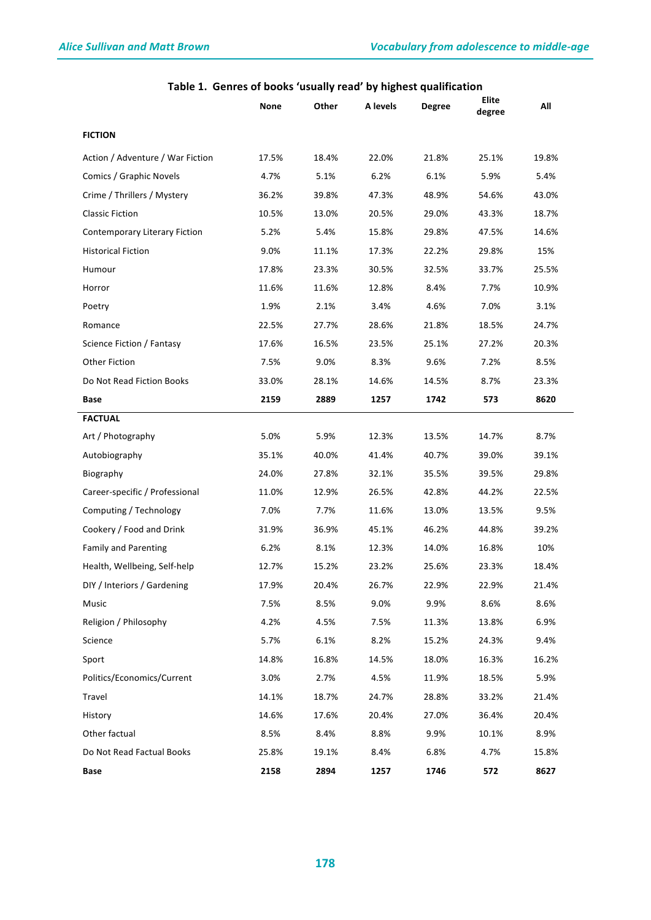**Table 1. Genres of books 'usually read' by highest qualification**

| | None | Other | A levels | Degree | Elite degree | All |
|---|---|---|---|---|---|---|
| **FICTION** | | | | | | |
| Action / Adventure / War Fiction | 17.5% | 18.4% | 22.0% | 21.8% | 25.1% | 19.8% |
| Comics / Graphic Novels | 4.7% | 5.1% | 6.2% | 6.1% | 5.9% | 5.4% |
| Crime / Thrillers / Mystery | 36.2% | 39.8% | 47.3% | 48.9% | 54.6% | 43.0% |
| Classic Fiction | 10.5% | 13.0% | 20.5% | 29.0% | 43.3% | 18.7% |
| Contemporary Literary Fiction | 5.2% | 5.4% | 15.8% | 29.8% | 47.5% | 14.6% |
| Historical Fiction | 9.0% | 11.1% | 17.3% | 22.2% | 29.8% | 15% |
| Humour | 17.8% | 23.3% | 30.5% | 32.5% | 33.7% | 25.5% |
| Horror | 11.6% | 11.6% | 12.8% | 8.4% | 7.7% | 10.9% |
| Poetry | 1.9% | 2.1% | 3.4% | 4.6% | 7.0% | 3.1% |
| Romance | 22.5% | 27.7% | 28.6% | 21.8% | 18.5% | 24.7% |
| Science Fiction / Fantasy | 17.6% | 16.5% | 23.5% | 25.1% | 27.2% | 20.3% |
| Other Fiction | 7.5% | 9.0% | 8.3% | 9.6% | 7.2% | 8.5% |
| Do Not Read Fiction Books | 33.0% | 28.1% | 14.6% | 14.5% | 8.7% | 23.3% |
| **Base** | **2159** | **2889** | **1257** | **1742** | **573** | **8620** |
| **FACTUAL** | | | | | | |
| Art / Photography | 5.0% | 5.9% | 12.3% | 13.5% | 14.7% | 8.7% |
| Autobiography | 35.1% | 40.0% | 41.4% | 40.7% | 39.0% | 39.1% |
| Biography | 24.0% | 27.8% | 32.1% | 35.5% | 39.5% | 29.8% |
| Career-specific / Professional | 11.0% | 12.9% | 26.5% | 42.8% | 44.2% | 22.5% |
| Computing / Technology | 7.0% | 7.7% | 11.6% | 13.0% | 13.5% | 9.5% |
| Cookery / Food and Drink | 31.9% | 36.9% | 45.1% | 46.2% | 44.8% | 39.2% |
| Family and Parenting | 6.2% | 8.1% | 12.3% | 14.0% | 16.8% | 10% |
| Health, Wellbeing, Self-help | 12.7% | 15.2% | 23.2% | 25.6% | 23.3% | 18.4% |
| DIY / Interiors / Gardening | 17.9% | 20.4% | 26.7% | 22.9% | 22.9% | 21.4% |
| Music | 7.5% | 8.5% | 9.0% | 9.9% | 8.6% | 8.6% |
| Religion / Philosophy | 4.2% | 4.5% | 7.5% | 11.3% | 13.8% | 6.9% |
| Science | 5.7% | 6.1% | 8.2% | 15.2% | 24.3% | 9.4% |
| Sport | 14.8% | 16.8% | 14.5% | 18.0% | 16.3% | 16.2% |
| Politics/Economics/Current | 3.0% | 2.7% | 4.5% | 11.9% | 18.5% | 5.9% |
| Travel | 14.1% | 18.7% | 24.7% | 28.8% | 33.2% | 21.4% |
| History | 14.6% | 17.6% | 20.4% | 27.0% | 36.4% | 20.4% |
| Other factual | 8.5% | 8.4% | 8.8% | 9.9% | 10.1% | 8.9% |
| Do Not Read Factual Books | 25.8% | 19.1% | 8.4% | 6.8% | 4.7% | 15.8% |
| **Base** | **2158** | **2894** | **1257** | **1746** | **572** | **8627** |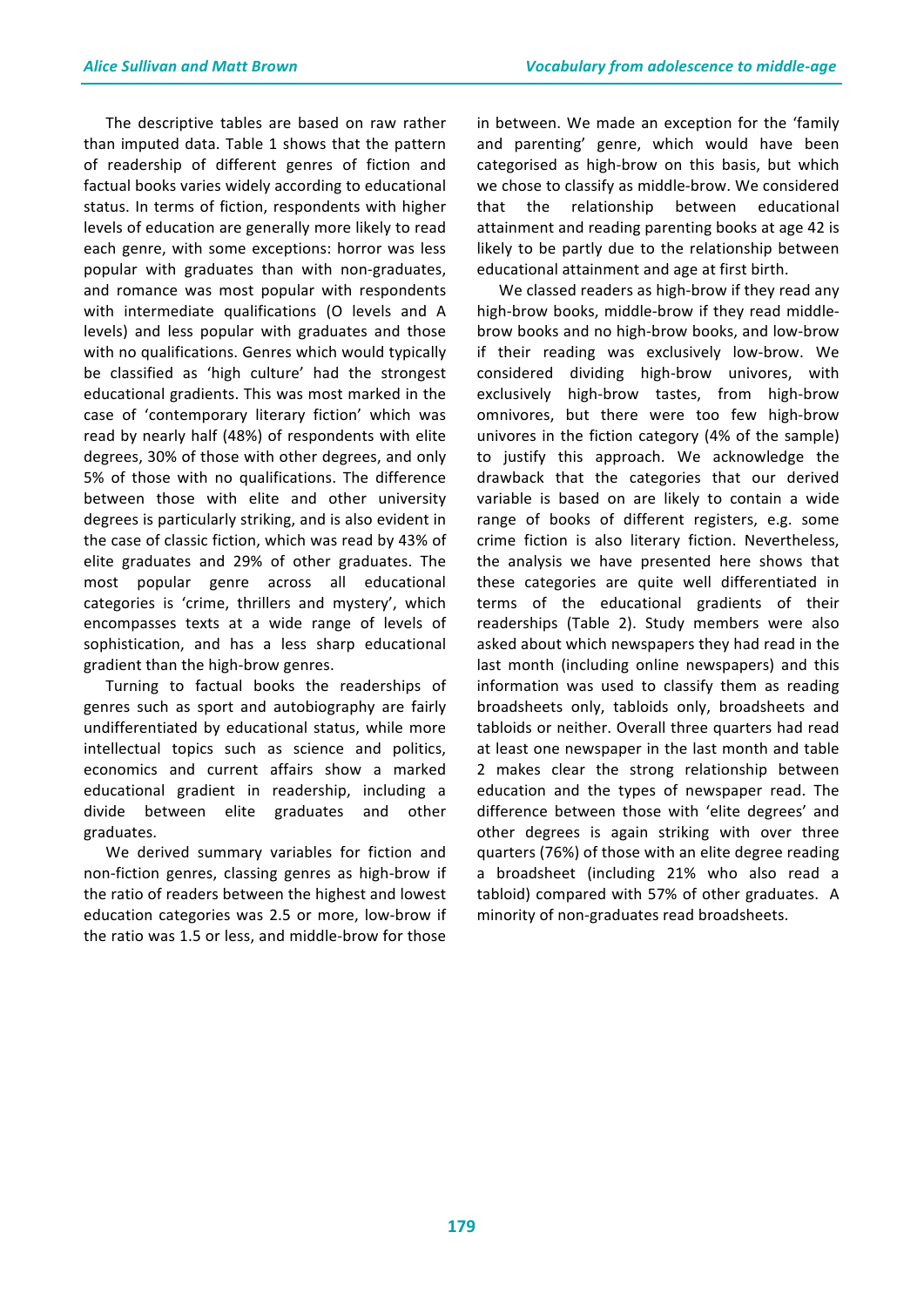The descriptive tables are based on raw rather than imputed data. Table 1 shows that the pattern of readership of different genres of fiction and factual books varies widely according to educational status. In terms of fiction, respondents with higher levels of education are generally more likely to read each genre, with some exceptions: horror was less popular with graduates than with non-graduates, and romance was most popular with respondents with intermediate qualifications (O levels and A levels) and less popular with graduates and those with no qualifications. Genres which would typically be classified as 'high culture' had the strongest educational gradients. This was most marked in the case of 'contemporary literary fiction' which was read by nearly half (48%) of respondents with elite degrees, 30% of those with other degrees, and only 5% of those with no qualifications. The difference between those with elite and other university degrees is particularly striking, and is also evident in the case of classic fiction, which was read by 43% of elite graduates and 29% of other graduates. The most popular genre across all educational categories is 'crime, thrillers and mystery', which encompasses texts at a wide range of levels of sophistication, and has a less sharp educational gradient than the high-brow genres.

Turning to factual books the readerships of genres such as sport and autobiography are fairly undifferentiated by educational status, while more intellectual topics such as science and politics, economics and current affairs show a marked educational gradient in readership, including a divide between elite graduates and other graduates.

We derived summary variables for fiction and non-fiction genres, classing genres as high-brow if the ratio of readers between the highest and lowest education categories was 2.5 or more, low-brow if the ratio was 1.5 or less, and middle-brow for those in between. We made an exception for the 'family and parenting' genre, which would have been categorised as high-brow on this basis, but which we chose to classify as middle-brow. We considered that the relationship between educational attainment and reading parenting books at age 42 is likely to be partly due to the relationship between educational attainment and age at first birth.

We classed readers as high-brow if they read any high-brow books, middle-brow if they read middle-brow books and no high-brow books, and low-brow if their reading was exclusively low-brow. We considered dividing high-brow univores, with exclusively high-brow tastes, from high-brow omnivores, but there were too few high-brow univores in the fiction category (4% of the sample) to justify this approach. We acknowledge the drawback that the categories that our derived variable is based on are likely to contain a wide range of books of different registers, e.g. some crime fiction is also literary fiction. Nevertheless, the analysis we have presented here shows that these categories are quite well differentiated in terms of the educational gradients of their readerships (Table 2). Study members were also asked about which newspapers they had read in the last month (including online newspapers) and this information was used to classify them as reading broadsheets only, tabloids only, broadsheets and tabloids or neither. Overall three quarters had read at least one newspaper in the last month and table 2 makes clear the strong relationship between education and the types of newspaper read. The difference between those with 'elite degrees' and other degrees is again striking with over three quarters (76%) of those with an elite degree reading a broadsheet (including 21% who also read a tabloid) compared with 57% of other graduates. A minority of non-graduates read broadsheets.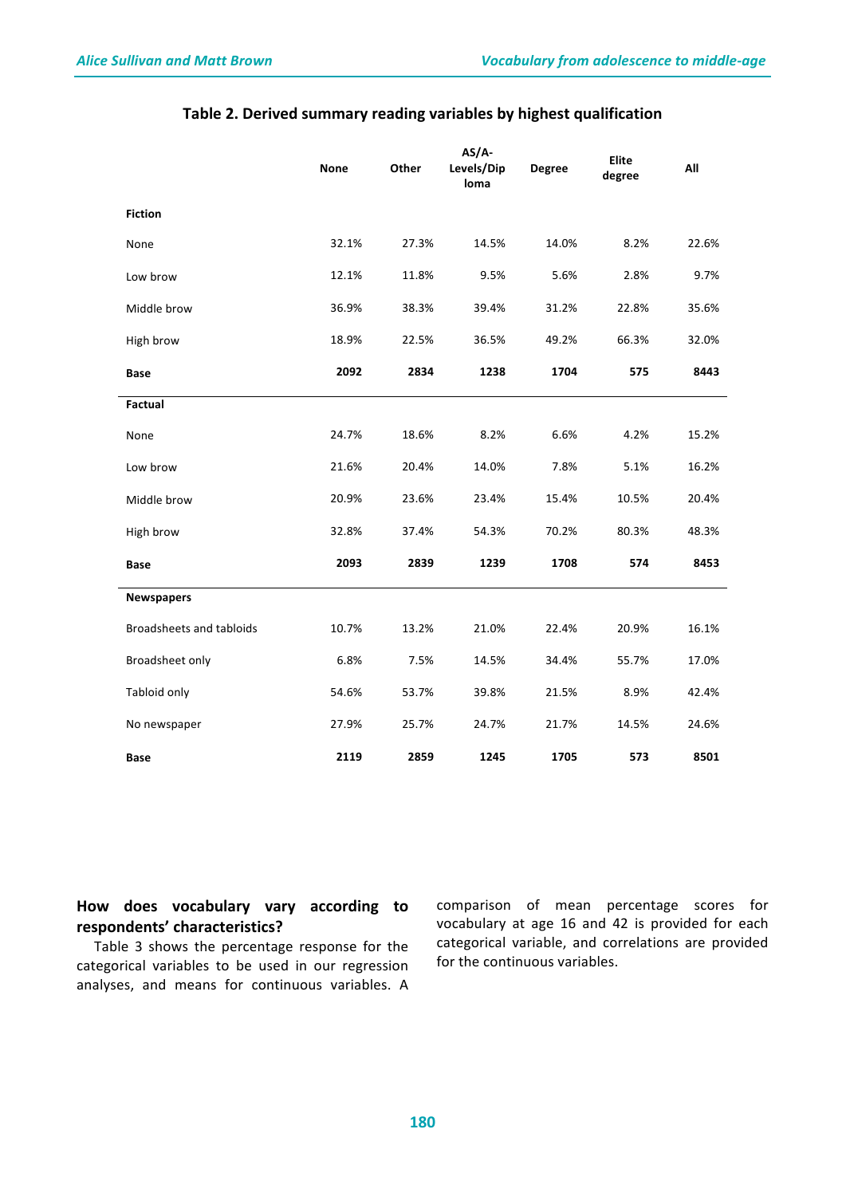**Table 2. Derived summary reading variables by highest qualification**

| | None | Other | AS/A-Levels/Diploma | Degree | Elite degree | All |
|---|---|---|---|---|---|---|
| **Fiction** | | | | | | |
| None | 32.1% | 27.3% | 14.5% | 14.0% | 8.2% | 22.6% |
| Low brow | 12.1% | 11.8% | 9.5% | 5.6% | 2.8% | 9.7% |
| Middle brow | 36.9% | 38.3% | 39.4% | 31.2% | 22.8% | 35.6% |
| High brow | 18.9% | 22.5% | 36.5% | 49.2% | 66.3% | 32.0% |
| **Base** | **2092** | **2834** | **1238** | **1704** | **575** | **8443** |
| **Factual** | | | | | | |
| None | 24.7% | 18.6% | 8.2% | 6.6% | 4.2% | 15.2% |
| Low brow | 21.6% | 20.4% | 14.0% | 7.8% | 5.1% | 16.2% |
| Middle brow | 20.9% | 23.6% | 23.4% | 15.4% | 10.5% | 20.4% |
| High brow | 32.8% | 37.4% | 54.3% | 70.2% | 80.3% | 48.3% |
| **Base** | **2093** | **2839** | **1239** | **1708** | **574** | **8453** |
| **Newspapers** | | | | | | |
| Broadsheets and tabloids | 10.7% | 13.2% | 21.0% | 22.4% | 20.9% | 16.1% |
| Broadsheet only | 6.8% | 7.5% | 14.5% | 34.4% | 55.7% | 17.0% |
| Tabloid only | 54.6% | 53.7% | 39.8% | 21.5% | 8.9% | 42.4% |
| No newspaper | 27.9% | 25.7% | 24.7% | 21.7% | 14.5% | 24.6% |
| **Base** | **2119** | **2859** | **1245** | **1705** | **573** | **8501** |

## How does vocabulary vary according to respondents' characteristics?

Table 3 shows the percentage response for the categorical variables to be used in our regression analyses, and means for continuous variables. A comparison of mean percentage scores for vocabulary at age 16 and 42 is provided for each categorical variable, and correlations are provided for the continuous variables.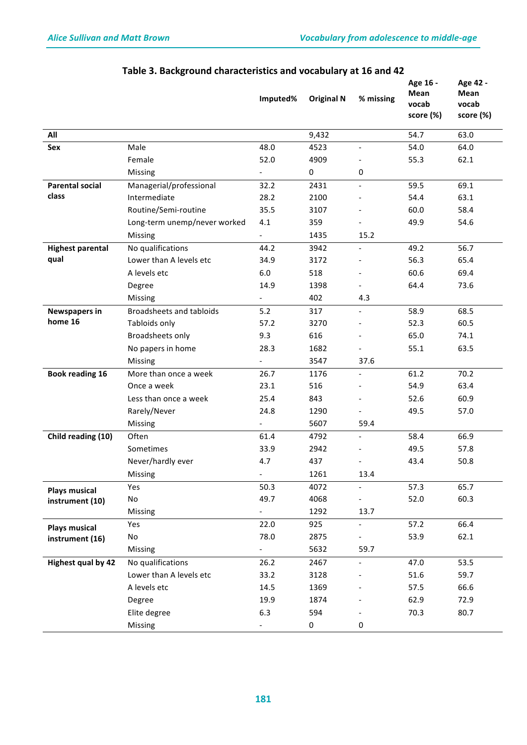**Table 3. Background characteristics and vocabulary at 16 and 42**

| | | Imputed% | Original N | % missing | Age 16 - Mean vocab score (%) | Age 42 - Mean vocab score (%) |
|---|---|---|---|---|---|---|
| **All** | | | 9,432 | | 54.7 | 63.0 |
| **Sex** | Male | 48.0 | 4523 | - | 54.0 | 64.0 |
| | Female | 52.0 | 4909 | - | 55.3 | 62.1 |
| | Missing | - | 0 | 0 | | |
| **Parental social class** | Managerial/professional | 32.2 | 2431 | - | 59.5 | 69.1 |
| | Intermediate | 28.2 | 2100 | - | 54.4 | 63.1 |
| | Routine/Semi-routine | 35.5 | 3107 | - | 60.0 | 58.4 |
| | Long-term unemp/never worked | 4.1 | 359 | - | 49.9 | 54.6 |
| | Missing | - | 1435 | 15.2 | | |
| **Highest parental qual** | No qualifications | 44.2 | 3942 | - | 49.2 | 56.7 |
| | Lower than A levels etc | 34.9 | 3172 | - | 56.3 | 65.4 |
| | A levels etc | 6.0 | 518 | - | 60.6 | 69.4 |
| | Degree | 14.9 | 1398 | - | 64.4 | 73.6 |
| | Missing | - | 402 | 4.3 | | |
| **Newspapers in home 16** | Broadsheets and tabloids | 5.2 | 317 | - | 58.9 | 68.5 |
| | Tabloids only | 57.2 | 3270 | - | 52.3 | 60.5 |
| | Broadsheets only | 9.3 | 616 | - | 65.0 | 74.1 |
| | No papers in home | 28.3 | 1682 | - | 55.1 | 63.5 |
| | Missing | - | 3547 | 37.6 | | |
| **Book reading 16** | More than once a week | 26.7 | 1176 | - | 61.2 | 70.2 |
| | Once a week | 23.1 | 516 | - | 54.9 | 63.4 |
| | Less than once a week | 25.4 | 843 | - | 52.6 | 60.9 |
| | Rarely/Never | 24.8 | 1290 | - | 49.5 | 57.0 |
| | Missing | - | 5607 | 59.4 | | |
| **Child reading (10)** | Often | 61.4 | 4792 | - | 58.4 | 66.9 |
| | Sometimes | 33.9 | 2942 | - | 49.5 | 57.8 |
| | Never/hardly ever | 4.7 | 437 | - | 43.4 | 50.8 |
| | Missing | - | 1261 | 13.4 | | |
| **Plays musical instrument (10)** | Yes | 50.3 | 4072 | - | 57.3 | 65.7 |
| | No | 49.7 | 4068 | - | 52.0 | 60.3 |
| | Missing | - | 1292 | 13.7 | | |
| **Plays musical instrument (16)** | Yes | 22.0 | 925 | - | 57.2 | 66.4 |
| | No | 78.0 | 2875 | - | 53.9 | 62.1 |
| | Missing | - | 5632 | 59.7 | | |
| **Highest qual by 42** | No qualifications | 26.2 | 2467 | - | 47.0 | 53.5 |
| | Lower than A levels etc | 33.2 | 3128 | - | 51.6 | 59.7 |
| | A levels etc | 14.5 | 1369 | - | 57.5 | 66.6 |
| | Degree | 19.9 | 1874 | - | 62.9 | 72.9 |
| | Elite degree | 6.3 | 594 | - | 70.3 | 80.7 |
| | Missing | - | 0 | 0 | | |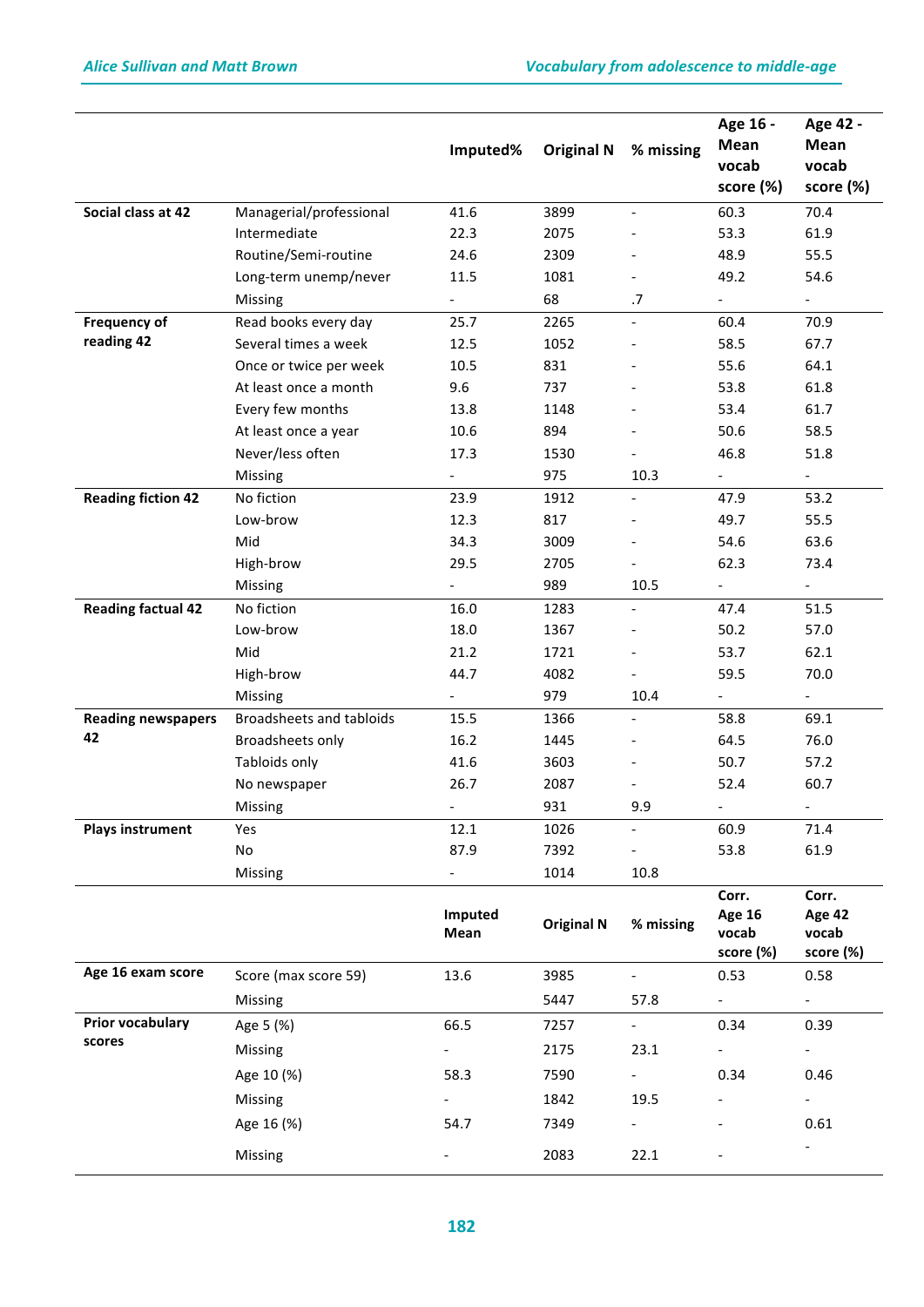| | | Imputed% | Original N | % missing | Age 16 - Mean vocab score (%) | Age 42 - Mean vocab score (%) |
|---|---|---|---|---|---|---|
| **Social class at 42** | Managerial/professional | 41.6 | 3899 | - | 60.3 | 70.4 |
| | Intermediate | 22.3 | 2075 | - | 53.3 | 61.9 |
| | Routine/Semi-routine | 24.6 | 2309 | - | 48.9 | 55.5 |
| | Long-term unemp/never | 11.5 | 1081 | - | 49.2 | 54.6 |
| | Missing | - | 68 | .7 | - | - |
| **Frequency of reading 42** | Read books every day | 25.7 | 2265 | - | 60.4 | 70.9 |
| | Several times a week | 12.5 | 1052 | - | 58.5 | 67.7 |
| | Once or twice per week | 10.5 | 831 | - | 55.6 | 64.1 |
| | At least once a month | 9.6 | 737 | - | 53.8 | 61.8 |
| | Every few months | 13.8 | 1148 | - | 53.4 | 61.7 |
| | At least once a year | 10.6 | 894 | - | 50.6 | 58.5 |
| | Never/less often | 17.3 | 1530 | - | 46.8 | 51.8 |
| | Missing | - | 975 | 10.3 | - | - |
| **Reading fiction 42** | No fiction | 23.9 | 1912 | - | 47.9 | 53.2 |
| | Low-brow | 12.3 | 817 | - | 49.7 | 55.5 |
| | Mid | 34.3 | 3009 | - | 54.6 | 63.6 |
| | High-brow | 29.5 | 2705 | - | 62.3 | 73.4 |
| | Missing | - | 989 | 10.5 | - | - |
| **Reading factual 42** | No fiction | 16.0 | 1283 | - | 47.4 | 51.5 |
| | Low-brow | 18.0 | 1367 | - | 50.2 | 57.0 |
| | Mid | 21.2 | 1721 | - | 53.7 | 62.1 |
| | High-brow | 44.7 | 4082 | - | 59.5 | 70.0 |
| | Missing | - | 979 | 10.4 | - | - |
| **Reading newspapers 42** | Broadsheets and tabloids | 15.5 | 1366 | - | 58.8 | 69.1 |
| | Broadsheets only | 16.2 | 1445 | - | 64.5 | 76.0 |
| | Tabloids only | 41.6 | 3603 | - | 50.7 | 57.2 |
| | No newspaper | 26.7 | 2087 | - | 52.4 | 60.7 |
| | Missing | - | 931 | 9.9 | - | - |
| **Plays instrument** | Yes | 12.1 | 1026 | - | 60.9 | 71.4 |
| | No | 87.9 | 7392 | - | 53.8 | 61.9 |
| | Missing | - | 1014 | 10.8 | | |
| | | **Imputed Mean** | **Original N** | **% missing** | **Corr. Age 16 vocab score (%)** | **Corr. Age 42 vocab score (%)** |
| **Age 16 exam score** | Score (max score 59) | 13.6 | 3985 | - | 0.53 | 0.58 |
| | Missing | | 5447 | 57.8 | - | - |
| **Prior vocabulary scores** | Age 5 (%) | 66.5 | 7257 | - | 0.34 | 0.39 |
| | Missing | - | 2175 | 23.1 | - | - |
| | Age 10 (%) | 58.3 | 7590 | - | 0.34 | 0.46 |
| | Missing | - | 1842 | 19.5 | - | - |
| | Age 16 (%) | 54.7 | 7349 | - | - | 0.61 |
| | Missing | - | 2083 | 22.1 | - | - |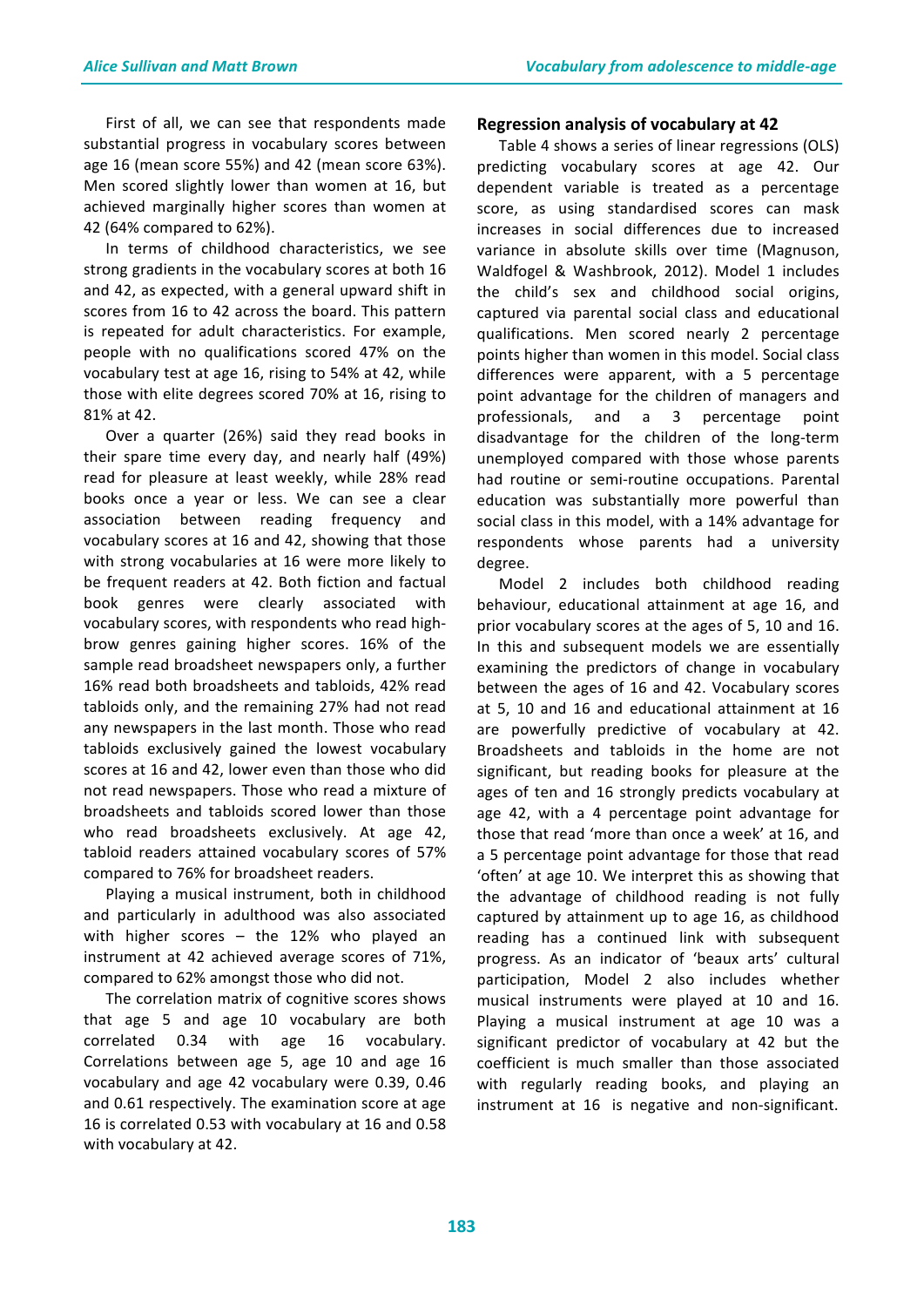First of all, we can see that respondents made substantial progress in vocabulary scores between age 16 (mean score 55%) and 42 (mean score 63%). Men scored slightly lower than women at 16, but achieved marginally higher scores than women at 42 (64% compared to 62%).

In terms of childhood characteristics, we see strong gradients in the vocabulary scores at both 16 and 42, as expected, with a general upward shift in scores from 16 to 42 across the board. This pattern is repeated for adult characteristics. For example, people with no qualifications scored 47% on the vocabulary test at age 16, rising to 54% at 42, while those with elite degrees scored 70% at 16, rising to 81% at 42.

Over a quarter (26%) said they read books in their spare time every day, and nearly half (49%) read for pleasure at least weekly, while 28% read books once a year or less. We can see a clear association between reading frequency and vocabulary scores at 16 and 42, showing that those with strong vocabularies at 16 were more likely to be frequent readers at 42. Both fiction and factual book genres were clearly associated with vocabulary scores, with respondents who read high-brow genres gaining higher scores. 16% of the sample read broadsheet newspapers only, a further 16% read both broadsheets and tabloids, 42% read tabloids only, and the remaining 27% had not read any newspapers in the last month. Those who read tabloids exclusively gained the lowest vocabulary scores at 16 and 42, lower even than those who did not read newspapers. Those who read a mixture of broadsheets and tabloids scored lower than those who read broadsheets exclusively. At age 42, tabloid readers attained vocabulary scores of 57% compared to 76% for broadsheet readers.

Playing a musical instrument, both in childhood and particularly in adulthood was also associated with higher scores – the 12% who played an instrument at 42 achieved average scores of 71%, compared to 62% amongst those who did not.

The correlation matrix of cognitive scores shows that age 5 and age 10 vocabulary are both correlated 0.34 with age 16 vocabulary. Correlations between age 5, age 10 and age 16 vocabulary and age 42 vocabulary were 0.39, 0.46 and 0.61 respectively. The examination score at age 16 is correlated 0.53 with vocabulary at 16 and 0.58 with vocabulary at 42.

## Regression analysis of vocabulary at 42

Table 4 shows a series of linear regressions (OLS) predicting vocabulary scores at age 42. Our dependent variable is treated as a percentage score, as using standardised scores can mask increases in social differences due to increased variance in absolute skills over time (Magnuson, Waldfogel & Washbrook, 2012). Model 1 includes the child's sex and childhood social origins, captured via parental social class and educational qualifications. Men scored nearly 2 percentage points higher than women in this model. Social class differences were apparent, with a 5 percentage point advantage for the children of managers and professionals, and a 3 percentage point disadvantage for the children of the long-term unemployed compared with those whose parents had routine or semi-routine occupations. Parental education was substantially more powerful than social class in this model, with a 14% advantage for respondents whose parents had a university degree.

Model 2 includes both childhood reading behaviour, educational attainment at age 16, and prior vocabulary scores at the ages of 5, 10 and 16. In this and subsequent models we are essentially examining the predictors of change in vocabulary between the ages of 16 and 42. Vocabulary scores at 5, 10 and 16 and educational attainment at 16 are powerfully predictive of vocabulary at 42. Broadsheets and tabloids in the home are not significant, but reading books for pleasure at the ages of ten and 16 strongly predicts vocabulary at age 42, with a 4 percentage point advantage for those that read 'more than once a week' at 16, and a 5 percentage point advantage for those that read 'often' at age 10. We interpret this as showing that the advantage of childhood reading is not fully captured by attainment up to age 16, as childhood reading has a continued link with subsequent progress. As an indicator of 'beaux arts' cultural participation, Model 2 also includes whether musical instruments were played at 10 and 16. Playing a musical instrument at age 10 was a significant predictor of vocabulary at 42 but the coefficient is much smaller than those associated with regularly reading books, and playing an instrument at 16 is negative and non-significant.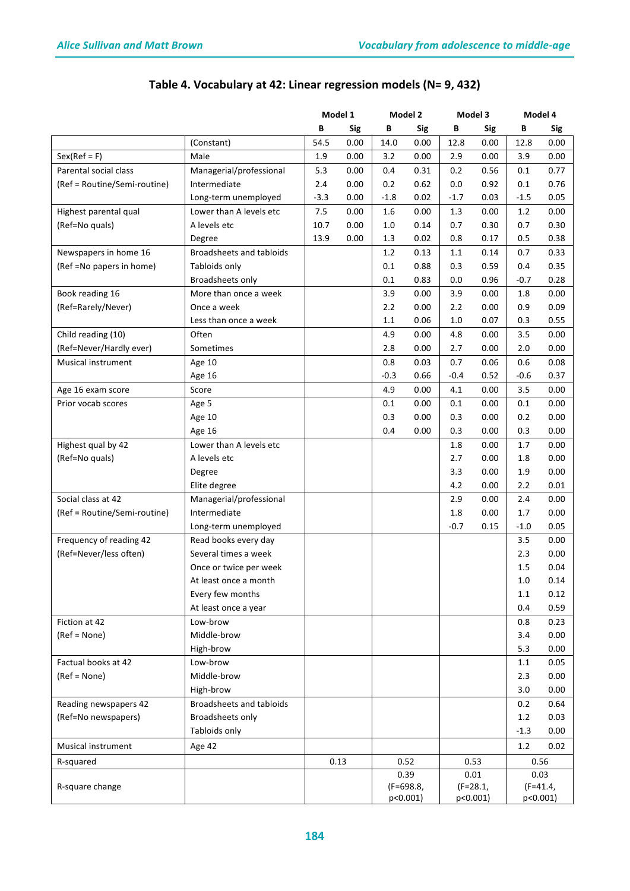## Table 4. Vocabulary at 42: Linear regression models (N= 9, 432)

| | | Model 1 | | Model 2 | | Model 3 | | Model 4 | |
|---|---|---|---|---|---|---|---|---|---|
| | | B | Sig | B | Sig | B | Sig | B | Sig |
| | (Constant) | 54.5 | 0.00 | 14.0 | 0.00 | 12.8 | 0.00 | 12.8 | 0.00 |
| Sex(Ref = F) | Male | 1.9 | 0.00 | 3.2 | 0.00 | 2.9 | 0.00 | 3.9 | 0.00 |
| Parental social class | Managerial/professional | 5.3 | 0.00 | 0.4 | 0.31 | 0.2 | 0.56 | 0.1 | 0.77 |
| (Ref = Routine/Semi-routine) | Intermediate | 2.4 | 0.00 | 0.2 | 0.62 | 0.0 | 0.92 | 0.1 | 0.76 |
| | Long-term unemployed | -3.3 | 0.00 | -1.8 | 0.02 | -1.7 | 0.03 | -1.5 | 0.05 |
| Highest parental qual | Lower than A levels etc | 7.5 | 0.00 | 1.6 | 0.00 | 1.3 | 0.00 | 1.2 | 0.00 |
| (Ref=No quals) | A levels etc | 10.7 | 0.00 | 1.0 | 0.14 | 0.7 | 0.30 | 0.7 | 0.30 |
| | Degree | 13.9 | 0.00 | 1.3 | 0.02 | 0.8 | 0.17 | 0.5 | 0.38 |
| Newspapers in home 16 | Broadsheets and tabloids | | | 1.2 | 0.13 | 1.1 | 0.14 | 0.7 | 0.33 |
| (Ref =No papers in home) | Tabloids only | | | 0.1 | 0.88 | 0.3 | 0.59 | 0.4 | 0.35 |
| | Broadsheets only | | | 0.1 | 0.83 | 0.0 | 0.96 | -0.7 | 0.28 |
| Book reading 16 | More than once a week | | | 3.9 | 0.00 | 3.9 | 0.00 | 1.8 | 0.00 |
| (Ref=Rarely/Never) | Once a week | | | 2.2 | 0.00 | 2.2 | 0.00 | 0.9 | 0.09 |
| | Less than once a week | | | 1.1 | 0.06 | 1.0 | 0.07 | 0.3 | 0.55 |
| Child reading (10) | Often | | | 4.9 | 0.00 | 4.8 | 0.00 | 3.5 | 0.00 |
| (Ref=Never/Hardly ever) | Sometimes | | | 2.8 | 0.00 | 2.7 | 0.00 | 2.0 | 0.00 |
| Musical instrument | Age 10 | | | 0.8 | 0.03 | 0.7 | 0.06 | 0.6 | 0.08 |
| | Age 16 | | | -0.3 | 0.66 | -0.4 | 0.52 | -0.6 | 0.37 |
| Age 16 exam score | Score | | | 4.9 | 0.00 | 4.1 | 0.00 | 3.5 | 0.00 |
| Prior vocab scores | Age 5 | | | 0.1 | 0.00 | 0.1 | 0.00 | 0.1 | 0.00 |
| | Age 10 | | | 0.3 | 0.00 | 0.3 | 0.00 | 0.2 | 0.00 |
| | Age 16 | | | 0.4 | 0.00 | 0.3 | 0.00 | 0.3 | 0.00 |
| Highest qual by 42 | Lower than A levels etc | | | | | 1.8 | 0.00 | 1.7 | 0.00 |
| (Ref=No quals) | A levels etc | | | | | 2.7 | 0.00 | 1.8 | 0.00 |
| | Degree | | | | | 3.3 | 0.00 | 1.9 | 0.00 |
| | Elite degree | | | | | 4.2 | 0.00 | 2.2 | 0.01 |
| Social class at 42 | Managerial/professional | | | | | 2.9 | 0.00 | 2.4 | 0.00 |
| (Ref = Routine/Semi-routine) | Intermediate | | | | | 1.8 | 0.00 | 1.7 | 0.00 |
| | Long-term unemployed | | | | | -0.7 | 0.15 | -1.0 | 0.05 |
| Frequency of reading 42 | Read books every day | | | | | | | 3.5 | 0.00 |
| (Ref=Never/less often) | Several times a week | | | | | | | 2.3 | 0.00 |
| | Once or twice per week | | | | | | | 1.5 | 0.04 |
| | At least once a month | | | | | | | 1.0 | 0.14 |
| | Every few months | | | | | | | 1.1 | 0.12 |
| | At least once a year | | | | | | | 0.4 | 0.59 |
| Fiction at 42 | Low-brow | | | | | | | 0.8 | 0.23 |
| (Ref = None) | Middle-brow | | | | | | | 3.4 | 0.00 |
| | High-brow | | | | | | | 5.3 | 0.00 |
| Factual books at 42 | Low-brow | | | | | | | 1.1 | 0.05 |
| (Ref = None) | Middle-brow | | | | | | | 2.3 | 0.00 |
| | High-brow | | | | | | | 3.0 | 0.00 |
| Reading newspapers 42 | Broadsheets and tabloids | | | | | | | 0.2 | 0.64 |
| (Ref=No newspapers) | Broadsheets only | | | | | | | 1.2 | 0.03 |
| | Tabloids only | | | | | | | -1.3 | 0.00 |
| Musical instrument | Age 42 | | | | | | | 1.2 | 0.02 |
| R-squared | | 0.13 | | 0.52 | | 0.53 | | 0.56 | |
| R-square change | | | | 0.39 (F=698.8, p<0.001) | | 0.01 (F=28.1, p<0.001) | | 0.03 (F=41.4, p<0.001) | |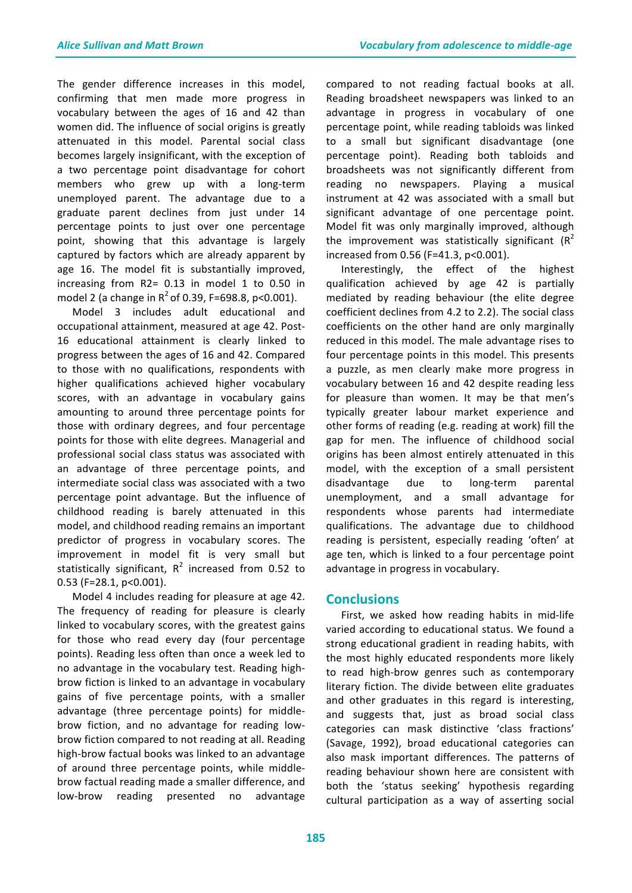The gender difference increases in this model, confirming that men made more progress in vocabulary between the ages of 16 and 42 than women did. The influence of social origins is greatly attenuated in this model. Parental social class becomes largely insignificant, with the exception of a two percentage point disadvantage for cohort members who grew up with a long-term unemployed parent. The advantage due to a graduate parent declines from just under 14 percentage points to just over one percentage point, showing that this advantage is largely captured by factors which are already apparent by age 16. The model fit is substantially improved, increasing from R2= 0.13 in model 1 to 0.50 in model 2 (a change in $R^2$ of 0.39, F=698.8, p<0.001).

Model 3 includes adult educational and occupational attainment, measured at age 42. Post-16 educational attainment is clearly linked to progress between the ages of 16 and 42. Compared to those with no qualifications, respondents with higher qualifications achieved higher vocabulary scores, with an advantage in vocabulary gains amounting to around three percentage points for those with ordinary degrees, and four percentage points for those with elite degrees. Managerial and professional social class status was associated with an advantage of three percentage points, and intermediate social class was associated with a two percentage point advantage. But the influence of childhood reading is barely attenuated in this model, and childhood reading remains an important predictor of progress in vocabulary scores. The improvement in model fit is very small but statistically significant, $R^2$ increased from 0.52 to 0.53 (F=28.1, p<0.001).

Model 4 includes reading for pleasure at age 42. The frequency of reading for pleasure is clearly linked to vocabulary scores, with the greatest gains for those who read every day (four percentage points). Reading less often than once a week led to no advantage in the vocabulary test. Reading high-brow fiction is linked to an advantage in vocabulary gains of five percentage points, with a smaller advantage (three percentage points) for middle-brow fiction, and no advantage for reading low-brow fiction compared to not reading at all. Reading high-brow factual books was linked to an advantage of around three percentage points, while middle-brow factual reading made a smaller difference, and low-brow reading presented no advantage compared to not reading factual books at all. Reading broadsheet newspapers was linked to an advantage in progress in vocabulary of one percentage point, while reading tabloids was linked to a small but significant disadvantage (one percentage point). Reading both tabloids and broadsheets was not significantly different from reading no newspapers. Playing a musical instrument at 42 was associated with a small but significant advantage of one percentage point. Model fit was only marginally improved, although the improvement was statistically significant ($R^2$ increased from 0.56 (F=41.3, p<0.001).

Interestingly, the effect of the highest qualification achieved by age 42 is partially mediated by reading behaviour (the elite degree coefficient declines from 4.2 to 2.2). The social class coefficients on the other hand are only marginally reduced in this model. The male advantage rises to four percentage points in this model. This presents a puzzle, as men clearly make more progress in vocabulary between 16 and 42 despite reading less for pleasure than women. It may be that men's typically greater labour market experience and other forms of reading (e.g. reading at work) fill the gap for men. The influence of childhood social origins has been almost entirely attenuated in this model, with the exception of a small persistent disadvantage due to long-term parental unemployment, and a small advantage for respondents whose parents had intermediate qualifications. The advantage due to childhood reading is persistent, especially reading 'often' at age ten, which is linked to a four percentage point advantage in progress in vocabulary.

## Conclusions

First, we asked how reading habits in mid-life varied according to educational status. We found a strong educational gradient in reading habits, with the most highly educated respondents more likely to read high-brow genres such as contemporary literary fiction. The divide between elite graduates and other graduates in this regard is interesting, and suggests that, just as broad social class categories can mask distinctive 'class fractions' (Savage, 1992), broad educational categories can also mask important differences. The patterns of reading behaviour shown here are consistent with both the 'status seeking' hypothesis regarding cultural participation as a way of asserting social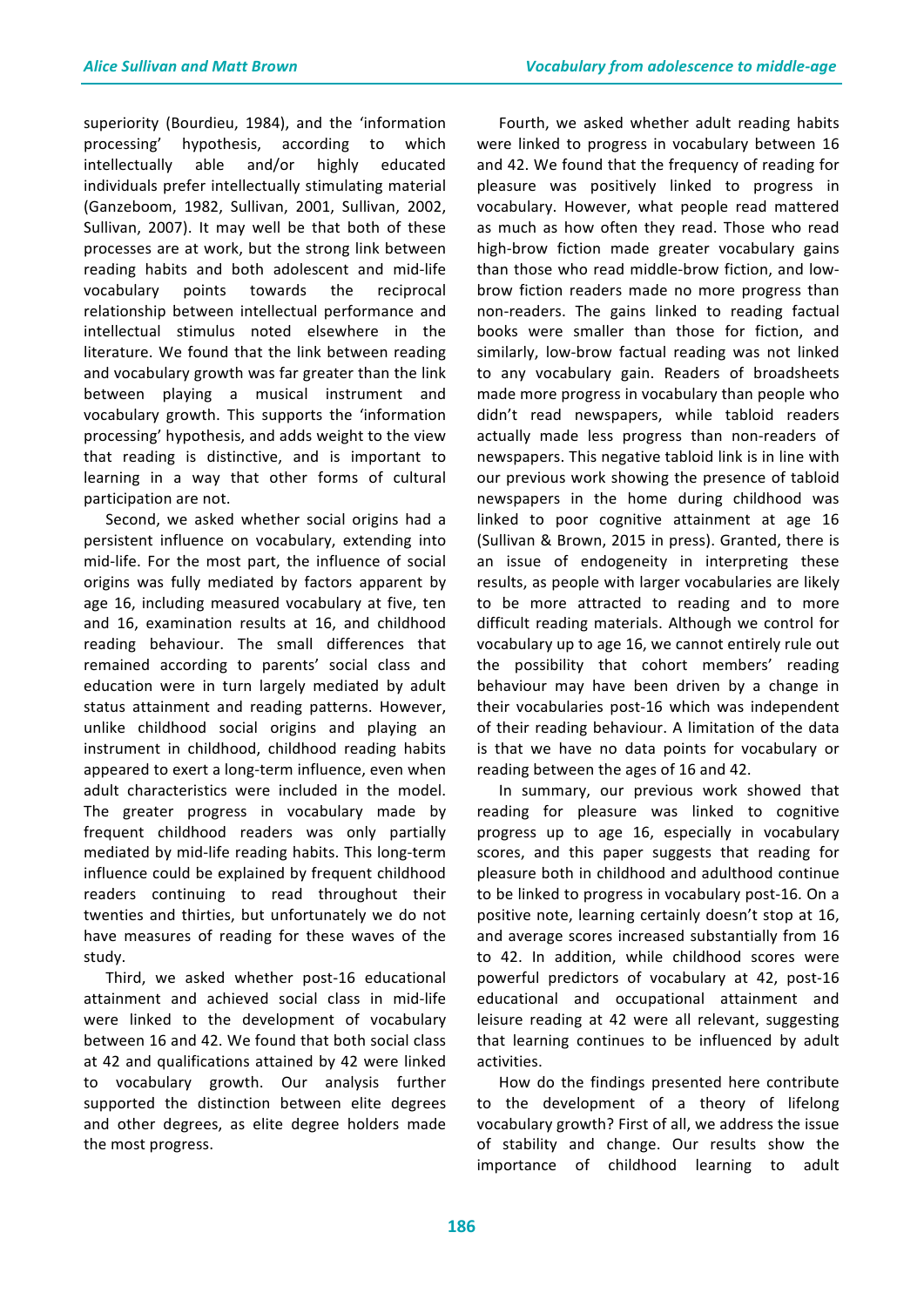superiority (Bourdieu, 1984), and the 'information processing' hypothesis, according to which intellectually able and/or highly educated individuals prefer intellectually stimulating material (Ganzeboom, 1982, Sullivan, 2001, Sullivan, 2002, Sullivan, 2007). It may well be that both of these processes are at work, but the strong link between reading habits and both adolescent and mid-life vocabulary points towards the reciprocal relationship between intellectual performance and intellectual stimulus noted elsewhere in the literature. We found that the link between reading and vocabulary growth was far greater than the link between playing a musical instrument and vocabulary growth. This supports the 'information processing' hypothesis, and adds weight to the view that reading is distinctive, and is important to learning in a way that other forms of cultural participation are not.

Second, we asked whether social origins had a persistent influence on vocabulary, extending into mid-life. For the most part, the influence of social origins was fully mediated by factors apparent by age 16, including measured vocabulary at five, ten and 16, examination results at 16, and childhood reading behaviour. The small differences that remained according to parents' social class and education were in turn largely mediated by adult status attainment and reading patterns. However, unlike childhood social origins and playing an instrument in childhood, childhood reading habits appeared to exert a long-term influence, even when adult characteristics were included in the model. The greater progress in vocabulary made by frequent childhood readers was only partially mediated by mid-life reading habits. This long-term influence could be explained by frequent childhood readers continuing to read throughout their twenties and thirties, but unfortunately we do not have measures of reading for these waves of the study.

Third, we asked whether post-16 educational attainment and achieved social class in mid-life were linked to the development of vocabulary between 16 and 42. We found that both social class at 42 and qualifications attained by 42 were linked to vocabulary growth. Our analysis further supported the distinction between elite degrees and other degrees, as elite degree holders made the most progress.

Fourth, we asked whether adult reading habits were linked to progress in vocabulary between 16 and 42. We found that the frequency of reading for pleasure was positively linked to progress in vocabulary. However, what people read mattered as much as how often they read. Those who read high-brow fiction made greater vocabulary gains than those who read middle-brow fiction, and low-brow fiction readers made no more progress than non-readers. The gains linked to reading factual books were smaller than those for fiction, and similarly, low-brow factual reading was not linked to any vocabulary gain. Readers of broadsheets made more progress in vocabulary than people who didn't read newspapers, while tabloid readers actually made less progress than non-readers of newspapers. This negative tabloid link is in line with our previous work showing the presence of tabloid newspapers in the home during childhood was linked to poor cognitive attainment at age 16 (Sullivan & Brown, 2015 in press). Granted, there is an issue of endogeneity in interpreting these results, as people with larger vocabularies are likely to be more attracted to reading and to more difficult reading materials. Although we control for vocabulary up to age 16, we cannot entirely rule out the possibility that cohort members' reading behaviour may have been driven by a change in their vocabularies post-16 which was independent of their reading behaviour. A limitation of the data is that we have no data points for vocabulary or reading between the ages of 16 and 42.

In summary, our previous work showed that reading for pleasure was linked to cognitive progress up to age 16, especially in vocabulary scores, and this paper suggests that reading for pleasure both in childhood and adulthood continue to be linked to progress in vocabulary post-16. On a positive note, learning certainly doesn't stop at 16, and average scores increased substantially from 16 to 42. In addition, while childhood scores were powerful predictors of vocabulary at 42, post-16 educational and occupational attainment and leisure reading at 42 were all relevant, suggesting that learning continues to be influenced by adult activities.

How do the findings presented here contribute to the development of a theory of lifelong vocabulary growth? First of all, we address the issue of stability and change. Our results show the importance of childhood learning to adult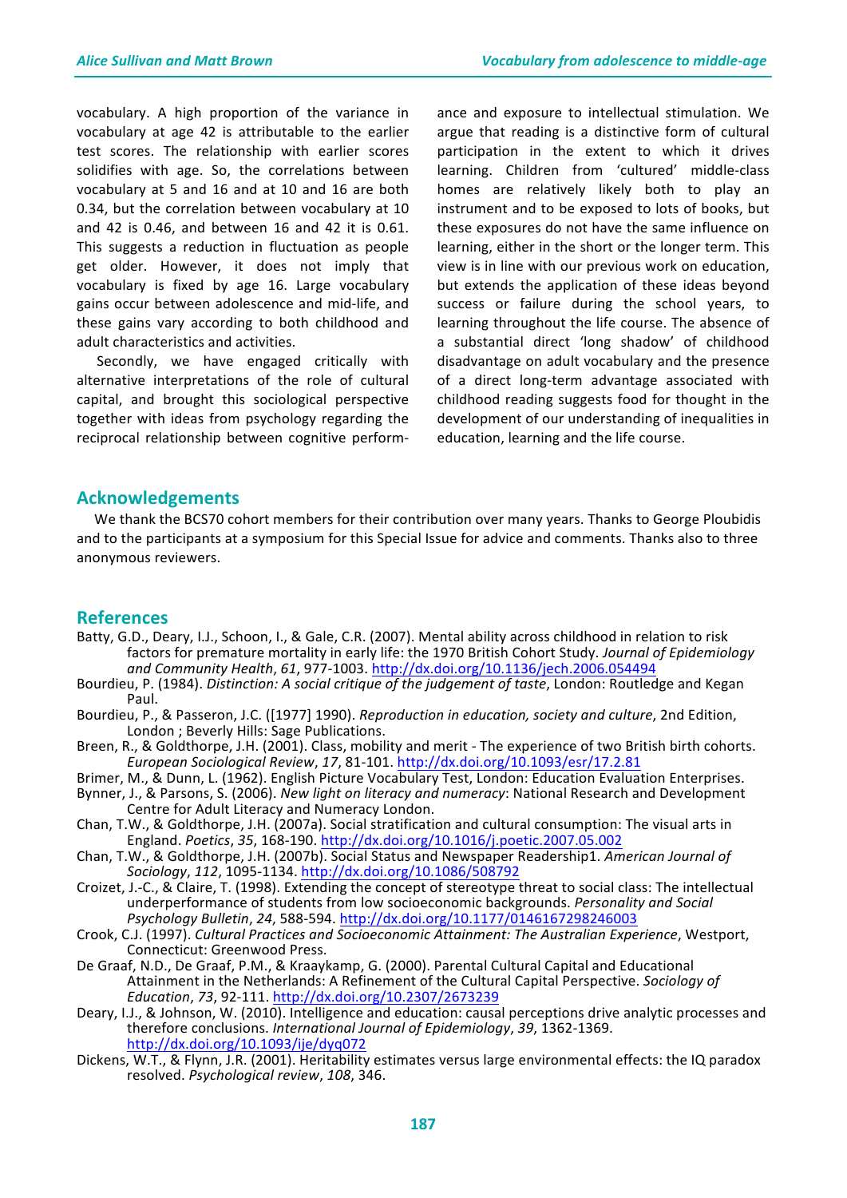vocabulary. A high proportion of the variance in vocabulary at age 42 is attributable to the earlier test scores. The relationship with earlier scores solidifies with age. So, the correlations between vocabulary at 5 and 16 and at 10 and 16 are both 0.34, but the correlation between vocabulary at 10 and 42 is 0.46, and between 16 and 42 it is 0.61. This suggests a reduction in fluctuation as people get older. However, it does not imply that vocabulary is fixed by age 16. Large vocabulary gains occur between adolescence and mid-life, and these gains vary according to both childhood and adult characteristics and activities.

Secondly, we have engaged critically with alternative interpretations of the role of cultural capital, and brought this sociological perspective together with ideas from psychology regarding the reciprocal relationship between cognitive performance and exposure to intellectual stimulation. We argue that reading is a distinctive form of cultural participation in the extent to which it drives learning. Children from 'cultured' middle-class homes are relatively likely both to play an instrument and to be exposed to lots of books, but these exposures do not have the same influence on learning, either in the short or the longer term. This view is in line with our previous work on education, but extends the application of these ideas beyond success or failure during the school years, to learning throughout the life course. The absence of a substantial direct 'long shadow' of childhood disadvantage on adult vocabulary and the presence of a direct long-term advantage associated with childhood reading suggests food for thought in the development of our understanding of inequalities in education, learning and the life course.

## Acknowledgements

We thank the BCS70 cohort members for their contribution over many years. Thanks to George Ploubidis and to the participants at a symposium for this Special Issue for advice and comments. Thanks also to three anonymous reviewers.

## References

Batty, G.D., Deary, I.J., Schoon, I., & Gale, C.R. (2007). Mental ability across childhood in relation to risk factors for premature mortality in early life: the 1970 British Cohort Study. *Journal of Epidemiology and Community Health*, *61*, 977-1003. http://dx.doi.org/10.1136/jech.2006.054494

Bourdieu, P. (1984). *Distinction: A social critique of the judgement of taste*, London: Routledge and Kegan Paul.

Bourdieu, P., & Passeron, J.C. ([1977] 1990). *Reproduction in education, society and culture*, 2nd Edition, London ; Beverly Hills: Sage Publications.

Breen, R., & Goldthorpe, J.H. (2001). Class, mobility and merit - The experience of two British birth cohorts. *European Sociological Review*, *17*, 81-101. http://dx.doi.org/10.1093/esr/17.2.81

Brimer, M., & Dunn, L. (1962). English Picture Vocabulary Test, London: Education Evaluation Enterprises.

Bynner, J., & Parsons, S. (2006). *New light on literacy and numeracy*: National Research and Development Centre for Adult Literacy and Numeracy London.

Chan, T.W., & Goldthorpe, J.H. (2007a). Social stratification and cultural consumption: The visual arts in England. *Poetics*, *35*, 168-190. http://dx.doi.org/10.1016/j.poetic.2007.05.002

Chan, T.W., & Goldthorpe, J.H. (2007b). Social Status and Newspaper Readership1. *American Journal of Sociology*, *112*, 1095-1134. http://dx.doi.org/10.1086/508792

Croizet, J.-C., & Claire, T. (1998). Extending the concept of stereotype threat to social class: The intellectual underperformance of students from low socioeconomic backgrounds. *Personality and Social Psychology Bulletin*, *24*, 588-594. http://dx.doi.org/10.1177/0146167298246003

Crook, C.J. (1997). *Cultural Practices and Socioeconomic Attainment: The Australian Experience*, Westport, Connecticut: Greenwood Press.

De Graaf, N.D., De Graaf, P.M., & Kraaykamp, G. (2000). Parental Cultural Capital and Educational Attainment in the Netherlands: A Refinement of the Cultural Capital Perspective. *Sociology of Education*, *73*, 92-111. http://dx.doi.org/10.2307/2673239

Deary, I.J., & Johnson, W. (2010). Intelligence and education: causal perceptions drive analytic processes and therefore conclusions. *International Journal of Epidemiology*, *39*, 1362-1369. http://dx.doi.org/10.1093/ije/dyq072

Dickens, W.T., & Flynn, J.R. (2001). Heritability estimates versus large environmental effects: the IQ paradox resolved. *Psychological review*, *108*, 346.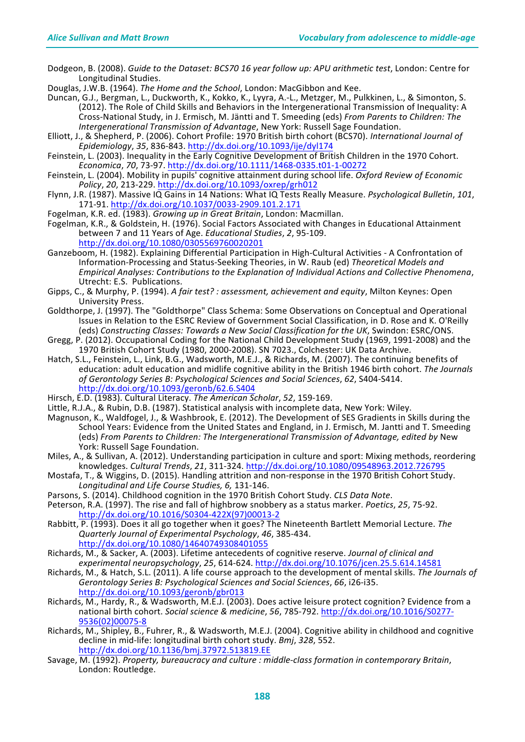Dodgeon, B. (2008). *Guide to the Dataset: BCS70 16 year follow up: APU arithmetic test*, London: Centre for Longitudinal Studies.

Douglas, J.W.B. (1964). *The Home and the School*, London: MacGibbon and Kee.

Duncan, G.J., Bergman, L., Duckworth, K., Kokko, K., Lyyra, A.-L., Metzger, M., Pulkkinen, L., & Simonton, S. (2012). The Role of Child Skills and Behaviors in the Intergenerational Transmission of Inequality: A Cross-National Study, in J. Ermisch, M. Jäntti and T. Smeeding (eds) *From Parents to Children: The Intergenerational Transmission of Advantage*, New York: Russell Sage Foundation.

Elliott, J., & Shepherd, P. (2006). Cohort Profile: 1970 British birth cohort (BCS70). *International Journal of Epidemiology*, *35*, 836-843. http://dx.doi.org/10.1093/ije/dyl174

Feinstein, L. (2003). Inequality in the Early Cognitive Development of British Children in the 1970 Cohort. *Economica*, *70*, 73-97. http://dx.doi.org/10.1111/1468-0335.t01-1-00272

Feinstein, L. (2004). Mobility in pupils' cognitive attainment during school life. *Oxford Review of Economic Policy*, *20*, 213-229. http://dx.doi.org/10.1093/oxrep/grh012

Flynn, J.R. (1987). Massive IQ Gains in 14 Nations: What IQ Tests Really Measure. *Psychological Bulletin*, *101*, 171-91. http://dx.doi.org/10.1037/0033-2909.101.2.171

Fogelman, K.R. ed. (1983). *Growing up in Great Britain*, London: Macmillan.

Fogelman, K.R., & Goldstein, H. (1976). Social Factors Associated with Changes in Educational Attainment between 7 and 11 Years of Age. *Educational Studies*, *2*, 95-109. http://dx.doi.org/10.1080/0305569760020201

Ganzeboom, H. (1982). Explaining Differential Participation in High-Cultural Activities - A Confrontation of Information-Processing and Status-Seeking Theories, in W. Raub (ed) *Theoretical Models and Empirical Analyses: Contributions to the Explanation of Individual Actions and Collective Phenomena*, Utrecht: E.S. Publications.

Gipps, C., & Murphy, P. (1994). *A fair test? : assessment, achievement and equity*, Milton Keynes: Open University Press.

Goldthorpe, J. (1997). The "Goldthorpe" Class Schema: Some Observations on Conceptual and Operational Issues in Relation to the ESRC Review of Government Social Classification, in D. Rose and K. O'Reilly (eds) *Constructing Classes: Towards a New Social Classification for the UK*, Swindon: ESRC/ONS.

Gregg, P. (2012). Occupational Coding for the National Child Development Study (1969, 1991-2008) and the 1970 British Cohort Study (1980, 2000-2008). SN 7023., Colchester: UK Data Archive.

Hatch, S.L., Feinstein, L., Link, B.G., Wadsworth, M.E.J., & Richards, M. (2007). The continuing benefits of education: adult education and midlife cognitive ability in the British 1946 birth cohort. *The Journals of Gerontology Series B: Psychological Sciences and Social Sciences*, *62*, S404-S414. http://dx.doi.org/10.1093/geronb/62.6.S404

Hirsch, E.D. (1983). Cultural Literacy. *The American Scholar*, *52*, 159-169.

Little, R.J.A., & Rubin, D.B. (1987). Statistical analysis with incomplete data, New York: Wiley.

Magnuson, K., Waldfogel, J., & Washbrook, E. (2012). The Development of SES Gradients in Skills during the School Years: Evidence from the United States and England, in J. Ermisch, M. Jantti and T. Smeeding (eds) *From Parents to Children: The Intergenerational Transmission of Advantage, edited by* New York: Russell Sage Foundation.

Miles, A., & Sullivan, A. (2012). Understanding participation in culture and sport: Mixing methods, reordering knowledges. *Cultural Trends*, *21*, 311-324. http://dx.doi.org/10.1080/09548963.2012.726795

Mostafa, T., & Wiggins, D. (2015). Handling attrition and non-response in the 1970 British Cohort Study. *Longitudinal and Life Course Studies, 6,* 131-146.

Parsons, S. (2014). Childhood cognition in the 1970 British Cohort Study. *CLS Data Note*.

Peterson, R.A. (1997). The rise and fall of highbrow snobbery as a status marker. *Poetics*, *25*, 75-92. http://dx.doi.org/10.1016/S0304-422X(97)00013-2

Rabbitt, P. (1993). Does it all go together when it goes? The Nineteenth Bartlett Memorial Lecture. *The Quarterly Journal of Experimental Psychology*, *46*, 385-434. http://dx.doi.org/10.1080/14640749308401055

Richards, M., & Sacker, A. (2003). Lifetime antecedents of cognitive reserve. *Journal of clinical and experimental neuropsychology*, *25*, 614-624. http://dx.doi.org/10.1076/jcen.25.5.614.14581

Richards, M., & Hatch, S.L. (2011). A life course approach to the development of mental skills. *The Journals of Gerontology Series B: Psychological Sciences and Social Sciences*, *66*, i26-i35. http://dx.doi.org/10.1093/geronb/gbr013

Richards, M., Hardy, R., & Wadsworth, M.E.J. (2003). Does active leisure protect cognition? Evidence from a national birth cohort. *Social science & medicine*, *56*, 785-792. http://dx.doi.org/10.1016/S0277-9536(02)00075-8

Richards, M., Shipley, B., Fuhrer, R., & Wadsworth, M.E.J. (2004). Cognitive ability in childhood and cognitive decline in mid-life: longitudinal birth cohort study. *Bmj*, *328*, 552. http://dx.doi.org/10.1136/bmj.37972.513819.EE

Savage, M. (1992). *Property, bureaucracy and culture : middle-class formation in contemporary Britain*, London: Routledge.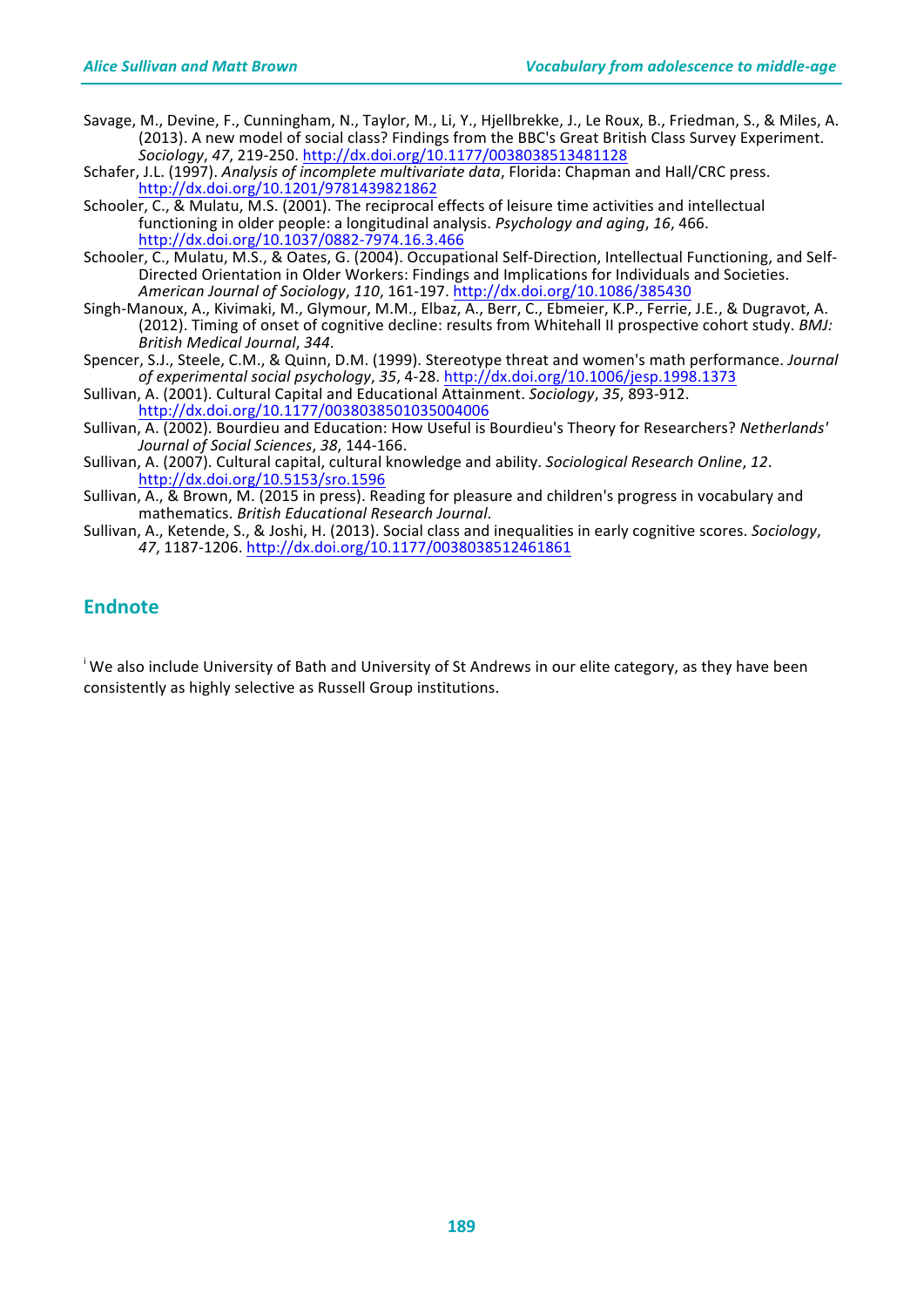Savage, M., Devine, F., Cunningham, N., Taylor, M., Li, Y., Hjellbrekke, J., Le Roux, B., Friedman, S., & Miles, A. (2013). A new model of social class? Findings from the BBC's Great British Class Survey Experiment. *Sociology*, *47*, 219-250. http://dx.doi.org/10.1177/0038038513481128

Schafer, J.L. (1997). *Analysis of incomplete multivariate data*, Florida: Chapman and Hall/CRC press. http://dx.doi.org/10.1201/9781439821862

Schooler, C., & Mulatu, M.S. (2001). The reciprocal effects of leisure time activities and intellectual functioning in older people: a longitudinal analysis. *Psychology and aging*, *16*, 466. http://dx.doi.org/10.1037/0882-7974.16.3.466

Schooler, C., Mulatu, M.S., & Oates, G. (2004). Occupational Self-Direction, Intellectual Functioning, and Self-Directed Orientation in Older Workers: Findings and Implications for Individuals and Societies. *American Journal of Sociology*, *110*, 161-197. http://dx.doi.org/10.1086/385430

Singh-Manoux, A., Kivimaki, M., Glymour, M.M., Elbaz, A., Berr, C., Ebmeier, K.P., Ferrie, J.E., & Dugravot, A. (2012). Timing of onset of cognitive decline: results from Whitehall II prospective cohort study. *BMJ: British Medical Journal*, *344*.

Spencer, S.J., Steele, C.M., & Quinn, D.M. (1999). Stereotype threat and women's math performance. *Journal of experimental social psychology*, *35*, 4-28. http://dx.doi.org/10.1006/jesp.1998.1373

Sullivan, A. (2001). Cultural Capital and Educational Attainment. *Sociology*, *35*, 893-912. http://dx.doi.org/10.1177/0038038501035004006

Sullivan, A. (2002). Bourdieu and Education: How Useful is Bourdieu's Theory for Researchers? *Netherlands' Journal of Social Sciences*, *38*, 144-166.

Sullivan, A. (2007). Cultural capital, cultural knowledge and ability. *Sociological Research Online*, *12*. http://dx.doi.org/10.5153/sro.1596

Sullivan, A., & Brown, M. (2015 in press). Reading for pleasure and children's progress in vocabulary and mathematics. *British Educational Research Journal*.

Sullivan, A., Ketende, S., & Joshi, H. (2013). Social class and inequalities in early cognitive scores. *Sociology*, *47*, 1187-1206. http://dx.doi.org/10.1177/0038038512461861

## Endnote

[i] We also include University of Bath and University of St Andrews in our elite category, as they have been consistently as highly selective as Russell Group institutions.